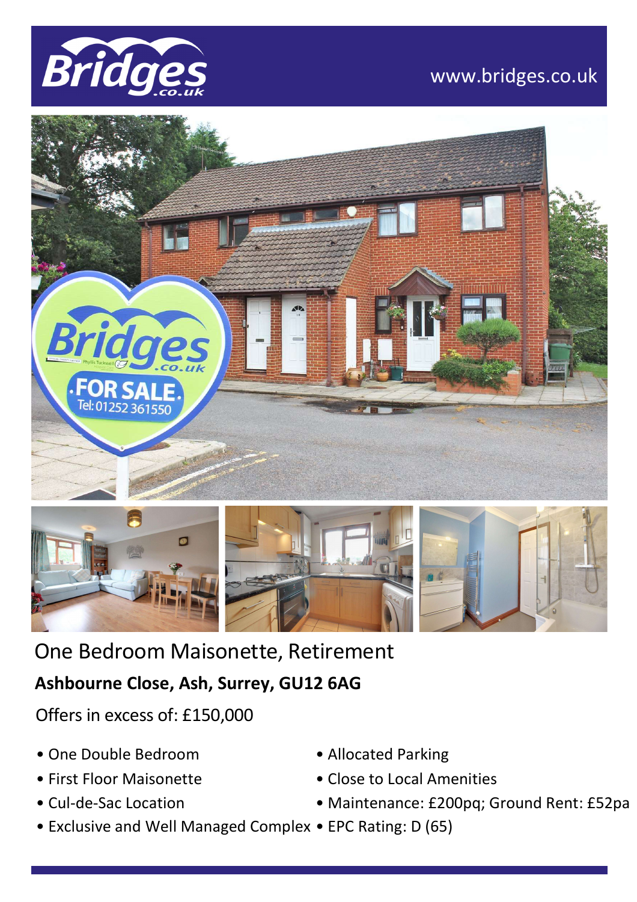Bridges.co.uk

www.bridges.co.uk

# One Bedroom Maisonette, Retirement

**Ashbourne Close, Ash, Surrey, GU12 6AG**

Offers in excess of: £150,000

- One Double Bedroom
- First Floor Maisonette
- Cul-de-Sac Location
- Exclusive and Well Managed Complex
- Allocated Parking
- Close to Local Amenities
- Maintenance: £200pq; Ground Rent: £52pa
- EPC Rating: D (65)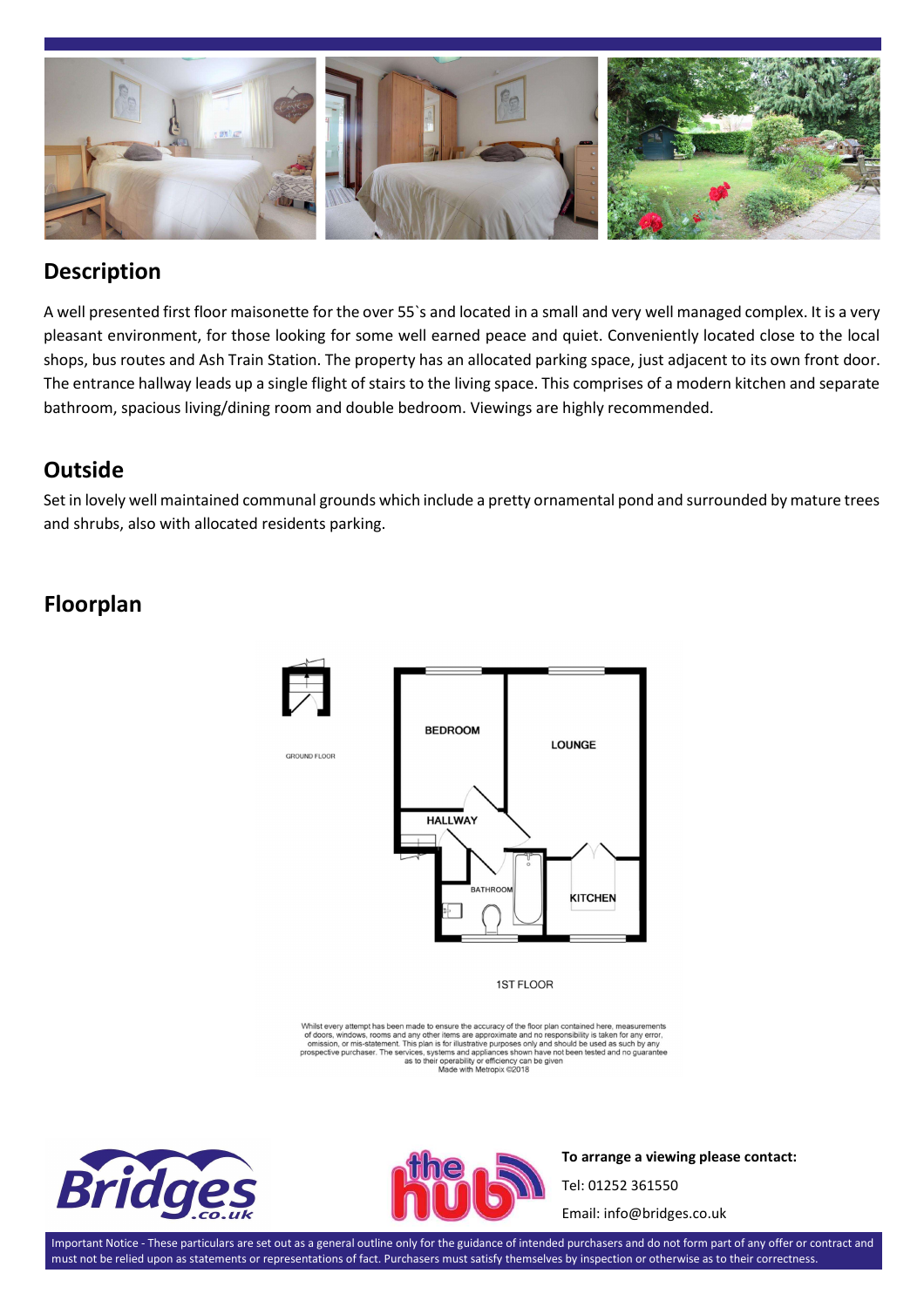## Description

A well presented first floor maisonette for the over 55`s and located in a small and very well managed complex. It is a very pleasant environment, for those looking for some well earned peace and quiet. Conveniently located close to the local shops, bus routes and Ash Train Station. The property has an allocated parking space, just adjacent to its own front door. The entrance hallway leads up a single flight of stairs to the living space. This comprises of a modern kitchen and separate bathroom, spacious living/dining room and double bedroom. Viewings are highly recommended.

## Outside

Set in lovely well maintained communal grounds which include a pretty ornamental pond and surrounded by mature trees and shrubs, also with allocated residents parking.

## Floorplan

GROUND FLOOR

BEDROOM

LOUNGE

HALLWAY

BATHROOM

KITCHEN

1ST FLOOR

Whilst every attempt has been made to ensure the accuracy of the floor plan contained here, measurements of doors, windows, rooms and any other items are approximate and no responsibility is taken for any error, omission, or mis-statement. This plan is for illustrative purposes only and should be used as such by any prospective purchaser. The services, systems and appliances shown have not been tested and no guarantee as to their operability or efficiency can be given
Made with Metropix ©2018

Bridges.co.uk

the hub

**To arrange a viewing please contact:**

Tel: 01252 361550

Email: info@bridges.co.uk

Important Notice - These particulars are set out as a general outline only for the guidance of intended purchasers and do not form part of any offer or contract and must not be relied upon as statements or representations of fact. Purchasers must satisfy themselves by inspection or otherwise as to their correctness.